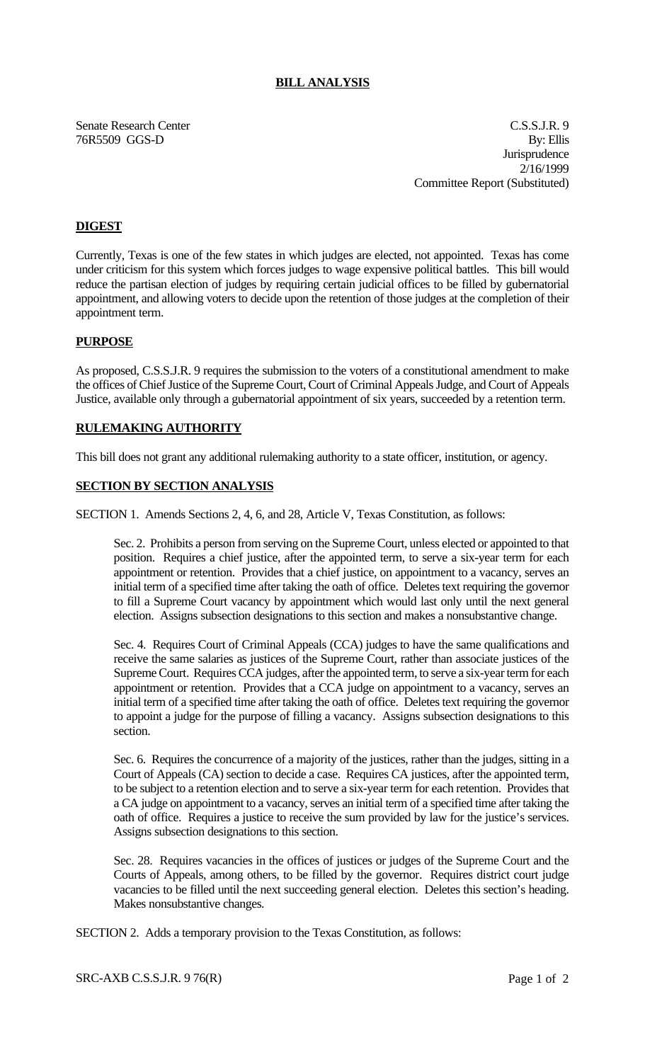**BILL ANALYSIS**

Senate Research Center
76R5509 GGS-D

C.S.S.J.R. 9
By: Ellis
Jurisprudence
2/16/1999
Committee Report (Substituted)

**DIGEST**

Currently, Texas is one of the few states in which judges are elected, not appointed. Texas has come under criticism for this system which forces judges to wage expensive political battles. This bill would reduce the partisan election of judges by requiring certain judicial offices to be filled by gubernatorial appointment, and allowing voters to decide upon the retention of those judges at the completion of their appointment term.

**PURPOSE**

As proposed, C.S.S.J.R. 9 requires the submission to the voters of a constitutional amendment to make the offices of Chief Justice of the Supreme Court, Court of Criminal Appeals Judge, and Court of Appeals Justice, available only through a gubernatorial appointment of six years, succeeded by a retention term.

**RULEMAKING AUTHORITY**

This bill does not grant any additional rulemaking authority to a state officer, institution, or agency.

**SECTION BY SECTION ANALYSIS**

SECTION 1. Amends Sections 2, 4, 6, and 28, Article V, Texas Constitution, as follows:

Sec. 2. Prohibits a person from serving on the Supreme Court, unless elected or appointed to that position. Requires a chief justice, after the appointed term, to serve a six-year term for each appointment or retention. Provides that a chief justice, on appointment to a vacancy, serves an initial term of a specified time after taking the oath of office. Deletes text requiring the governor to fill a Supreme Court vacancy by appointment which would last only until the next general election. Assigns subsection designations to this section and makes a nonsubstantive change.

Sec. 4. Requires Court of Criminal Appeals (CCA) judges to have the same qualifications and receive the same salaries as justices of the Supreme Court, rather than associate justices of the Supreme Court. Requires CCA judges, after the appointed term, to serve a six-year term for each appointment or retention. Provides that a CCA judge on appointment to a vacancy, serves an initial term of a specified time after taking the oath of office. Deletes text requiring the governor to appoint a judge for the purpose of filling a vacancy. Assigns subsection designations to this section.

Sec. 6. Requires the concurrence of a majority of the justices, rather than the judges, sitting in a Court of Appeals (CA) section to decide a case. Requires CA justices, after the appointed term, to be subject to a retention election and to serve a six-year term for each retention. Provides that a CA judge on appointment to a vacancy, serves an initial term of a specified time after taking the oath of office. Requires a justice to receive the sum provided by law for the justice's services. Assigns subsection designations to this section.

Sec. 28. Requires vacancies in the offices of justices or judges of the Supreme Court and the Courts of Appeals, among others, to be filled by the governor. Requires district court judge vacancies to be filled until the next succeeding general election. Deletes this section's heading. Makes nonsubstantive changes.

SECTION 2. Adds a temporary provision to the Texas Constitution, as follows: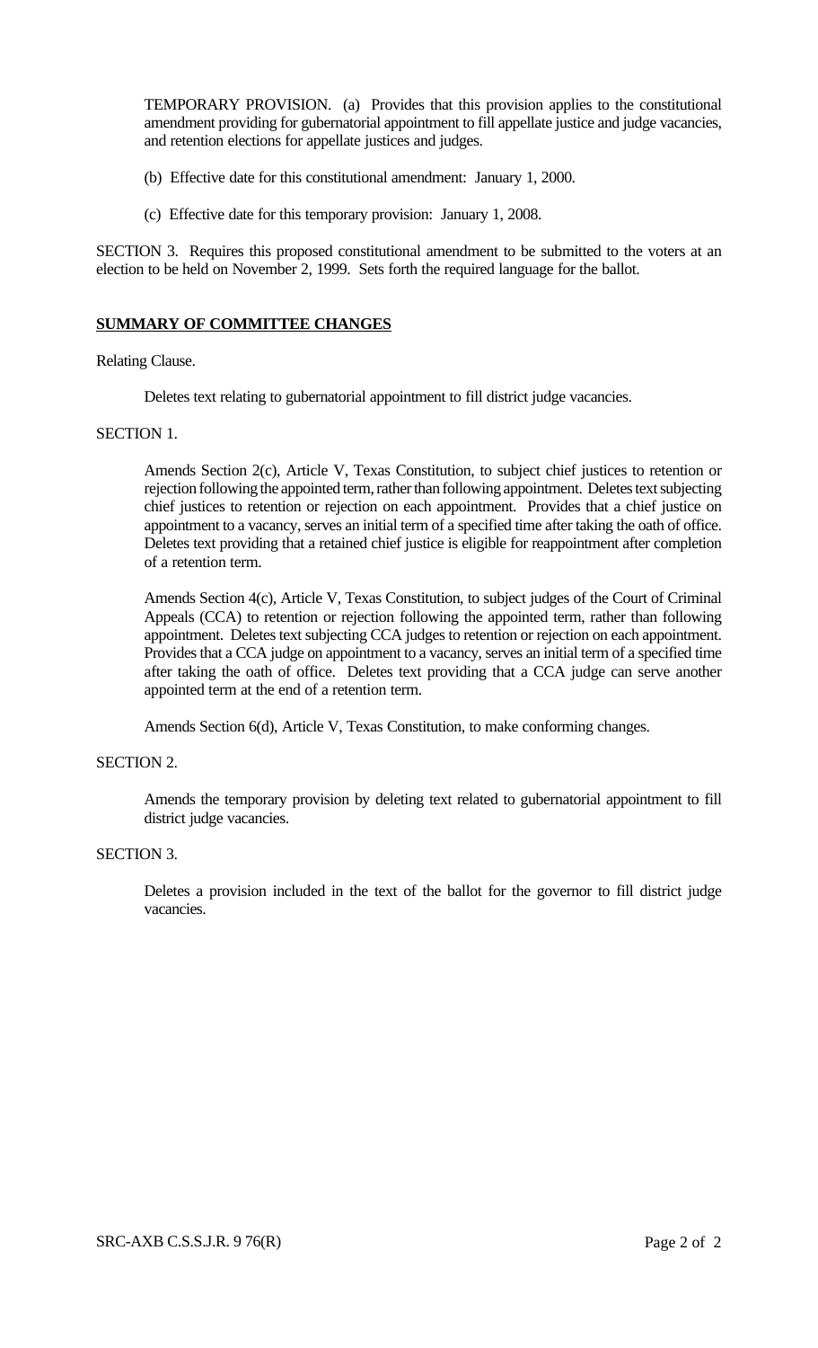TEMPORARY PROVISION. (a) Provides that this provision applies to the constitutional amendment providing for gubernatorial appointment to fill appellate justice and judge vacancies, and retention elections for appellate justices and judges.

(b) Effective date for this constitutional amendment: January 1, 2000.

(c) Effective date for this temporary provision: January 1, 2008.

SECTION 3. Requires this proposed constitutional amendment to be submitted to the voters at an election to be held on November 2, 1999. Sets forth the required language for the ballot.

**SUMMARY OF COMMITTEE CHANGES**

Relating Clause.

Deletes text relating to gubernatorial appointment to fill district judge vacancies.

SECTION 1.

Amends Section 2(c), Article V, Texas Constitution, to subject chief justices to retention or rejection following the appointed term, rather than following appointment. Deletes text subjecting chief justices to retention or rejection on each appointment. Provides that a chief justice on appointment to a vacancy, serves an initial term of a specified time after taking the oath of office. Deletes text providing that a retained chief justice is eligible for reappointment after completion of a retention term.

Amends Section 4(c), Article V, Texas Constitution, to subject judges of the Court of Criminal Appeals (CCA) to retention or rejection following the appointed term, rather than following appointment. Deletes text subjecting CCA judges to retention or rejection on each appointment. Provides that a CCA judge on appointment to a vacancy, serves an initial term of a specified time after taking the oath of office. Deletes text providing that a CCA judge can serve another appointed term at the end of a retention term.

Amends Section 6(d), Article V, Texas Constitution, to make conforming changes.

SECTION 2.

Amends the temporary provision by deleting text related to gubernatorial appointment to fill district judge vacancies.

SECTION 3.

Deletes a provision included in the text of the ballot for the governor to fill district judge vacancies.